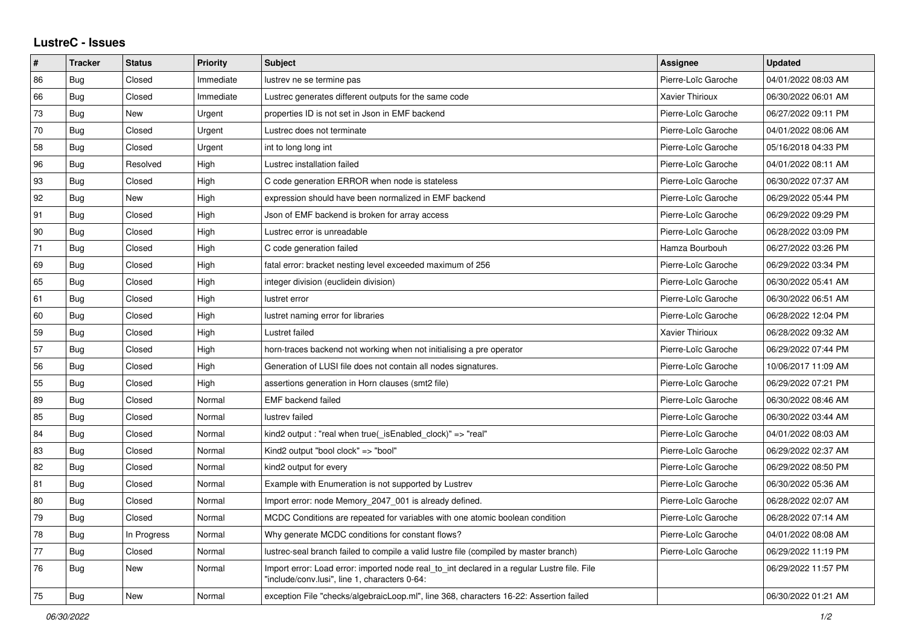# LustreC - Issues

| # | Tracker | Status | Priority | Subject | Assignee | Updated |
|---|---|---|---|---|---|---|
| 86 | Bug | Closed | Immediate | lustrev ne se termine pas | Pierre-Loïc Garoche | 04/01/2022 08:03 AM |
| 66 | Bug | Closed | Immediate | Lustrec generates different outputs for the same code | Xavier Thirioux | 06/30/2022 06:01 AM |
| 73 | Bug | New | Urgent | properties ID is not set in Json in EMF backend | Pierre-Loïc Garoche | 06/27/2022 09:11 PM |
| 70 | Bug | Closed | Urgent | Lustrec does not terminate | Pierre-Loïc Garoche | 04/01/2022 08:06 AM |
| 58 | Bug | Closed | Urgent | int to long long int | Pierre-Loïc Garoche | 05/16/2018 04:33 PM |
| 96 | Bug | Resolved | High | Lustrec installation failed | Pierre-Loïc Garoche | 04/01/2022 08:11 AM |
| 93 | Bug | Closed | High | C code generation ERROR when node is stateless | Pierre-Loïc Garoche | 06/30/2022 07:37 AM |
| 92 | Bug | New | High | expression should have been normalized in EMF backend | Pierre-Loïc Garoche | 06/29/2022 05:44 PM |
| 91 | Bug | Closed | High | Json of EMF backend is broken for array access | Pierre-Loïc Garoche | 06/29/2022 09:29 PM |
| 90 | Bug | Closed | High | Lustrec error is unreadable | Pierre-Loïc Garoche | 06/28/2022 03:09 PM |
| 71 | Bug | Closed | High | C code generation failed | Hamza Bourbouh | 06/27/2022 03:26 PM |
| 69 | Bug | Closed | High | fatal error: bracket nesting level exceeded maximum of 256 | Pierre-Loïc Garoche | 06/29/2022 03:34 PM |
| 65 | Bug | Closed | High | integer division (euclidein division) | Pierre-Loïc Garoche | 06/30/2022 05:41 AM |
| 61 | Bug | Closed | High | lustret error | Pierre-Loïc Garoche | 06/30/2022 06:51 AM |
| 60 | Bug | Closed | High | lustret naming error for libraries | Pierre-Loïc Garoche | 06/28/2022 12:04 PM |
| 59 | Bug | Closed | High | Lustret failed | Xavier Thirioux | 06/28/2022 09:32 AM |
| 57 | Bug | Closed | High | horn-traces backend not working when not initialising a pre operator | Pierre-Loïc Garoche | 06/29/2022 07:44 PM |
| 56 | Bug | Closed | High | Generation of LUSI file does not contain all nodes signatures. | Pierre-Loïc Garoche | 10/06/2017 11:09 AM |
| 55 | Bug | Closed | High | assertions generation in Horn clauses (smt2 file) | Pierre-Loïc Garoche | 06/29/2022 07:21 PM |
| 89 | Bug | Closed | Normal | EMF backend failed | Pierre-Loïc Garoche | 06/30/2022 08:46 AM |
| 85 | Bug | Closed | Normal | lustrev failed | Pierre-Loïc Garoche | 06/30/2022 03:44 AM |
| 84 | Bug | Closed | Normal | kind2 output : "real when true(_isEnabled_clock)" => "real" | Pierre-Loïc Garoche | 04/01/2022 08:03 AM |
| 83 | Bug | Closed | Normal | Kind2 output "bool clock" => "bool" | Pierre-Loïc Garoche | 06/29/2022 02:37 AM |
| 82 | Bug | Closed | Normal | kind2 output for every | Pierre-Loïc Garoche | 06/29/2022 08:50 PM |
| 81 | Bug | Closed | Normal | Example with Enumeration is not supported by Lustrev | Pierre-Loïc Garoche | 06/30/2022 05:36 AM |
| 80 | Bug | Closed | Normal | Import error: node Memory_2047_001 is already defined. | Pierre-Loïc Garoche | 06/28/2022 02:07 AM |
| 79 | Bug | Closed | Normal | MCDC Conditions are repeated for variables with one atomic boolean condition | Pierre-Loïc Garoche | 06/28/2022 07:14 AM |
| 78 | Bug | In Progress | Normal | Why generate MCDC conditions for constant flows? | Pierre-Loïc Garoche | 04/01/2022 08:08 AM |
| 77 | Bug | Closed | Normal | lustrec-seal branch failed to compile a valid lustre file (compiled by master branch) | Pierre-Loïc Garoche | 06/29/2022 11:19 PM |
| 76 | Bug | New | Normal | Import error: Load error: imported node real_to_int declared in a regular Lustre file. File "include/conv.lusi", line 1, characters 0-64: | | 06/29/2022 11:57 PM |
| 75 | Bug | New | Normal | exception File "checks/algebraicLoop.ml", line 368, characters 16-22: Assertion failed | | 06/30/2022 01:21 AM |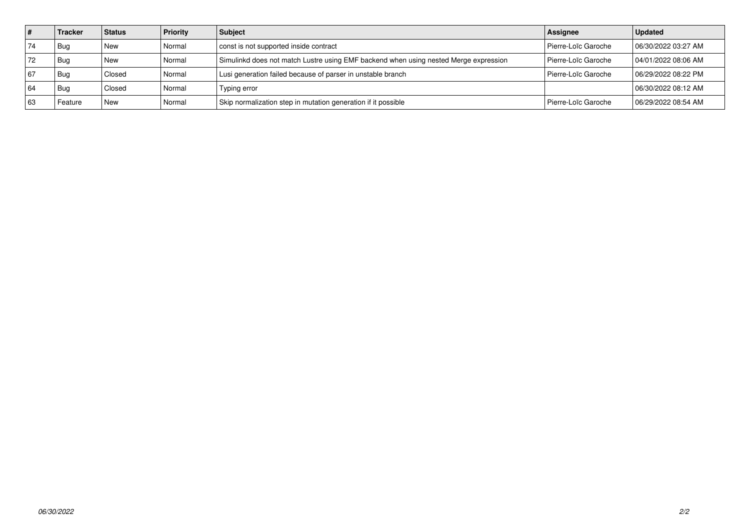| # | Tracker | Status | Priority | Subject | Assignee | Updated |
|---|---|---|---|---|---|---|
| 74 | Bug | New | Normal | const is not supported inside contract | Pierre-Loïc Garoche | 06/30/2022 03:27 AM |
| 72 | Bug | New | Normal | Simulinkd does not match Lustre using EMF backend when using nested Merge expression | Pierre-Loïc Garoche | 04/01/2022 08:06 AM |
| 67 | Bug | Closed | Normal | Lusi generation failed because of parser in unstable branch | Pierre-Loïc Garoche | 06/29/2022 08:22 PM |
| 64 | Bug | Closed | Normal | Typing error | | 06/30/2022 08:12 AM |
| 63 | Feature | New | Normal | Skip normalization step in mutation generation if it possible | Pierre-Loïc Garoche | 06/29/2022 08:54 AM |